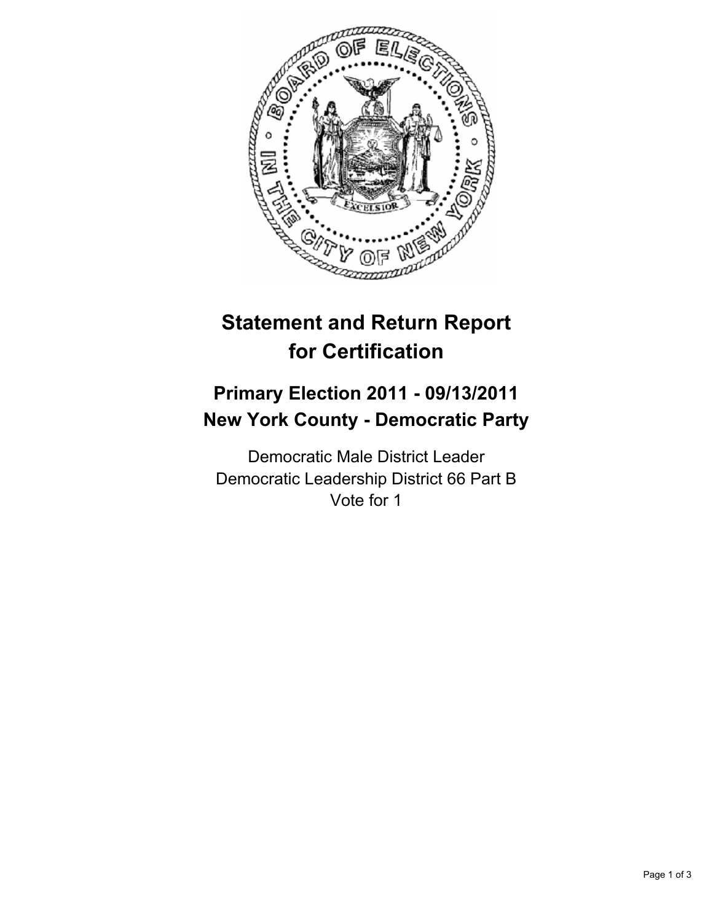# Statement and Return Report for Certification

## Primary Election 2011 - 09/13/2011
## New York County - Democratic Party

Democratic Male District Leader
Democratic Leadership District 66 Part B
Vote for 1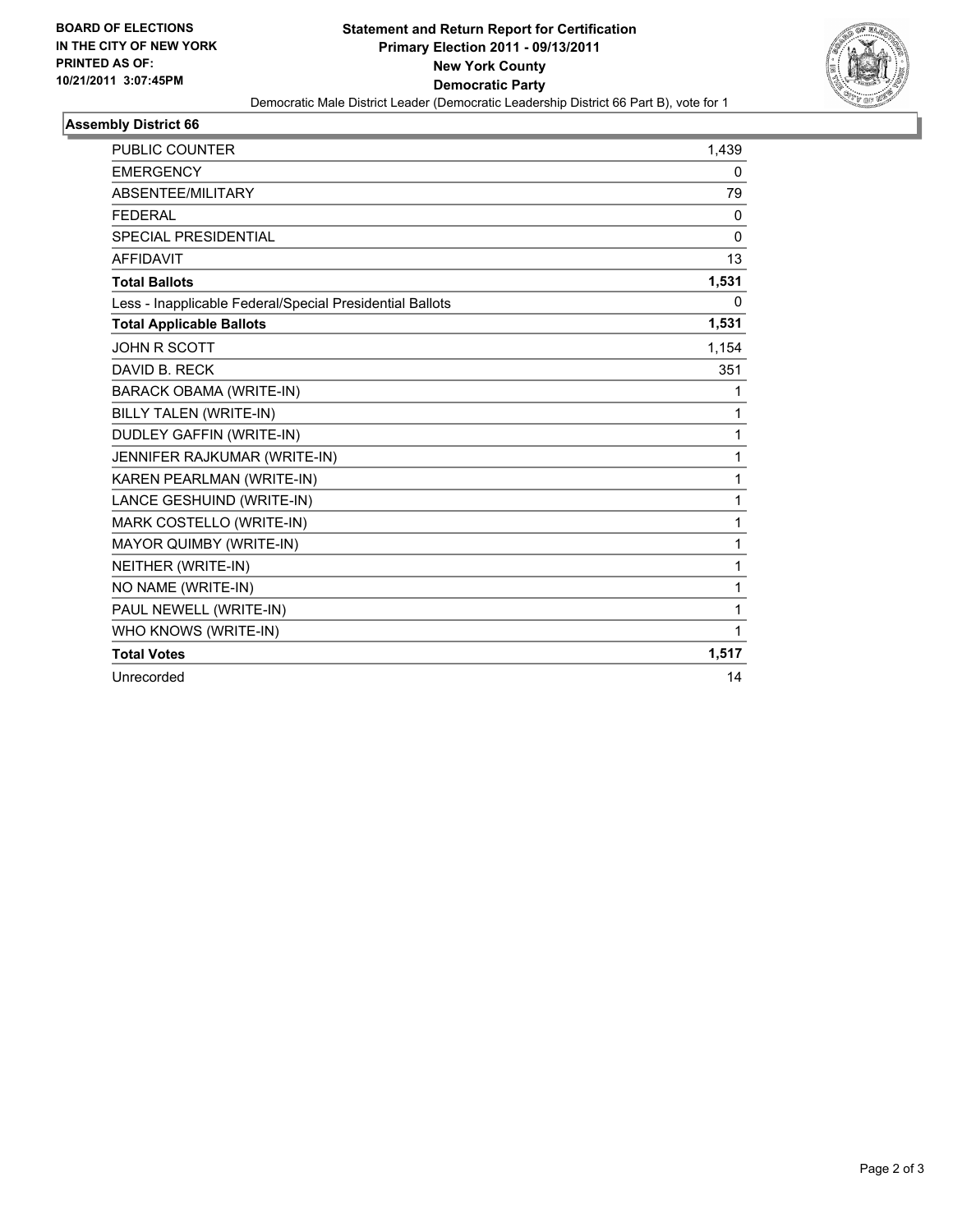**BOARD OF ELECTIONS IN THE CITY OF NEW YORK**
**PRINTED AS OF: 10/21/2011 3:07:45PM**

# Statement and Return Report for Certification
## Primary Election 2011 - 09/13/2011
## New York County
## Democratic Party

Democratic Male District Leader (Democratic Leadership District 66 Part B), vote for 1

### Assembly District 66

| | |
|---|---|
| PUBLIC COUNTER | 1,439 |
| EMERGENCY | 0 |
| ABSENTEE/MILITARY | 79 |
| FEDERAL | 0 |
| SPECIAL PRESIDENTIAL | 0 |
| AFFIDAVIT | 13 |
| **Total Ballots** | **1,531** |
| Less - Inapplicable Federal/Special Presidential Ballots | 0 |
| **Total Applicable Ballots** | **1,531** |
| JOHN R SCOTT | 1,154 |
| DAVID B. RECK | 351 |
| BARACK OBAMA (WRITE-IN) | 1 |
| BILLY TALEN (WRITE-IN) | 1 |
| DUDLEY GAFFIN (WRITE-IN) | 1 |
| JENNIFER RAJKUMAR (WRITE-IN) | 1 |
| KAREN PEARLMAN (WRITE-IN) | 1 |
| LANCE GESHUIND (WRITE-IN) | 1 |
| MARK COSTELLO (WRITE-IN) | 1 |
| MAYOR QUIMBY (WRITE-IN) | 1 |
| NEITHER (WRITE-IN) | 1 |
| NO NAME (WRITE-IN) | 1 |
| PAUL NEWELL (WRITE-IN) | 1 |
| WHO KNOWS (WRITE-IN) | 1 |
| **Total Votes** | **1,517** |
| Unrecorded | 14 |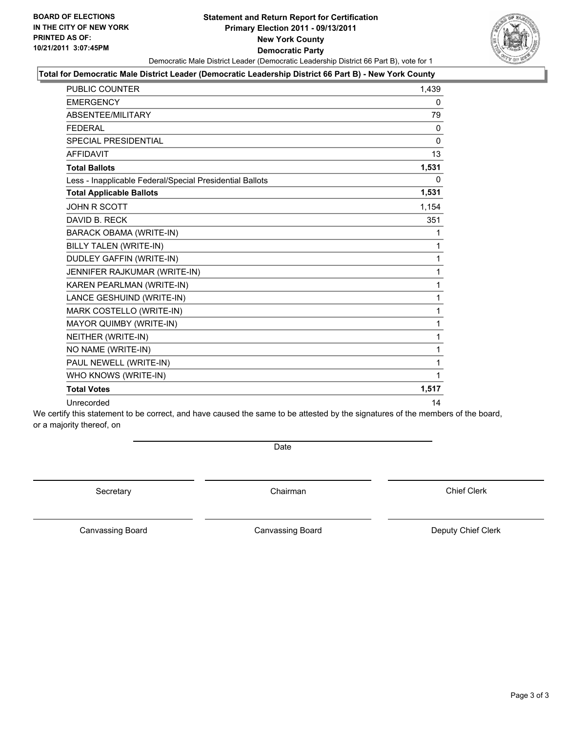**BOARD OF ELECTIONS IN THE CITY OF NEW YORK PRINTED AS OF: 10/21/2011 3:07:45PM**

**Statement and Return Report for Certification**
**Primary Election 2011 - 09/13/2011**
**New York County**
**Democratic Party**

Democratic Male District Leader (Democratic Leadership District 66 Part B), vote for 1

**Total for Democratic Male District Leader (Democratic Leadership District 66 Part B) - New York County**

| | |
|---|---|
| PUBLIC COUNTER | 1,439 |
| EMERGENCY | 0 |
| ABSENTEE/MILITARY | 79 |
| FEDERAL | 0 |
| SPECIAL PRESIDENTIAL | 0 |
| AFFIDAVIT | 13 |
| **Total Ballots** | **1,531** |
| Less - Inapplicable Federal/Special Presidential Ballots | 0 |
| **Total Applicable Ballots** | **1,531** |
| JOHN R SCOTT | 1,154 |
| DAVID B. RECK | 351 |
| BARACK OBAMA (WRITE-IN) | 1 |
| BILLY TALEN (WRITE-IN) | 1 |
| DUDLEY GAFFIN (WRITE-IN) | 1 |
| JENNIFER RAJKUMAR (WRITE-IN) | 1 |
| KAREN PEARLMAN (WRITE-IN) | 1 |
| LANCE GESHUIND (WRITE-IN) | 1 |
| MARK COSTELLO (WRITE-IN) | 1 |
| MAYOR QUIMBY (WRITE-IN) | 1 |
| NEITHER (WRITE-IN) | 1 |
| NO NAME (WRITE-IN) | 1 |
| PAUL NEWELL (WRITE-IN) | 1 |
| WHO KNOWS (WRITE-IN) | 1 |
| **Total Votes** | **1,517** |
| Unrecorded | 14 |

We certify this statement to be correct, and have caused the same to be attested by the signatures of the members of the board, or a majority thereof, on

Date

Secretary | Chairman | Chief Clerk

Canvassing Board | Canvassing Board | Deputy Chief Clerk